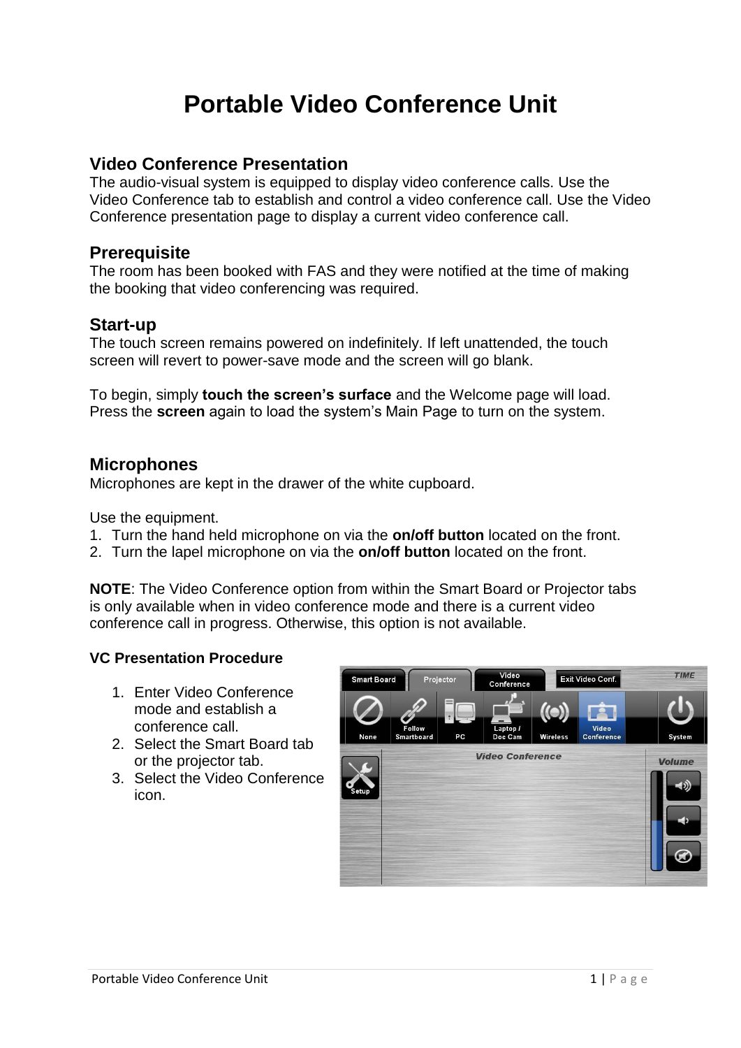# Portable Video Conference Unit

## Video Conference Presentation

The audio-visual system is equipped to display video conference calls. Use the Video Conference tab to establish and control a video conference call. Use the Video Conference presentation page to display a current video conference call.

## Prerequisite

The room has been booked with FAS and they were notified at the time of making the booking that video conferencing was required.

## Start-up

The touch screen remains powered on indefinitely. If left unattended, the touch screen will revert to power-save mode and the screen will go blank.

To begin, simply **touch the screen's surface** and the Welcome page will load. Press the **screen** again to load the system's Main Page to turn on the system.

## Microphones

Microphones are kept in the drawer of the white cupboard.

Use the equipment.

1. Turn the hand held microphone on via the **on/off button** located on the front.
2. Turn the lapel microphone on via the **on/off button** located on the front.

**NOTE**: The Video Conference option from within the Smart Board or Projector tabs is only available when in video conference mode and there is a current video conference call in progress. Otherwise, this option is not available.

### VC Presentation Procedure

1. Enter Video Conference mode and establish a conference call.
2. Select the Smart Board tab or the projector tab.
3. Select the Video Conference icon.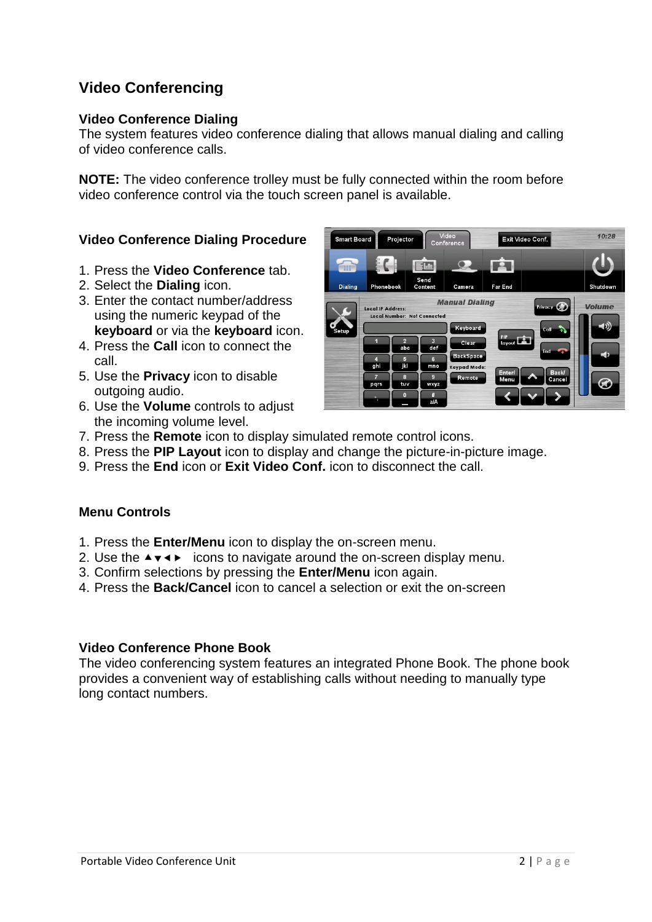## Video Conferencing

### Video Conference Dialing

The system features video conference dialing that allows manual dialing and calling of video conference calls.

**NOTE:** The video conference trolley must be fully connected within the room before video conference control via the touch screen panel is available.

### Video Conference Dialing Procedure

1. Press the **Video Conference** tab.
2. Select the **Dialing** icon.
3. Enter the contact number/address using the numeric keypad of the **keyboard** or via the **keyboard** icon.
4. Press the **Call** icon to connect the call.
5. Use the **Privacy** icon to disable outgoing audio.
6. Use the **Volume** controls to adjust the incoming volume level.
7. Press the **Remote** icon to display simulated remote control icons.
8. Press the **PIP Layout** icon to display and change the picture-in-picture image.
9. Press the **End** icon or **Exit Video Conf.** icon to disconnect the call.

### Menu Controls

1. Press the **Enter/Menu** icon to display the on-screen menu.
2. Use the ▲▼◄► icons to navigate around the on-screen display menu.
3. Confirm selections by pressing the **Enter/Menu** icon again.
4. Press the **Back/Cancel** icon to cancel a selection or exit the on-screen

### Video Conference Phone Book

The video conferencing system features an integrated Phone Book. The phone book provides a convenient way of establishing calls without needing to manually type long contact numbers.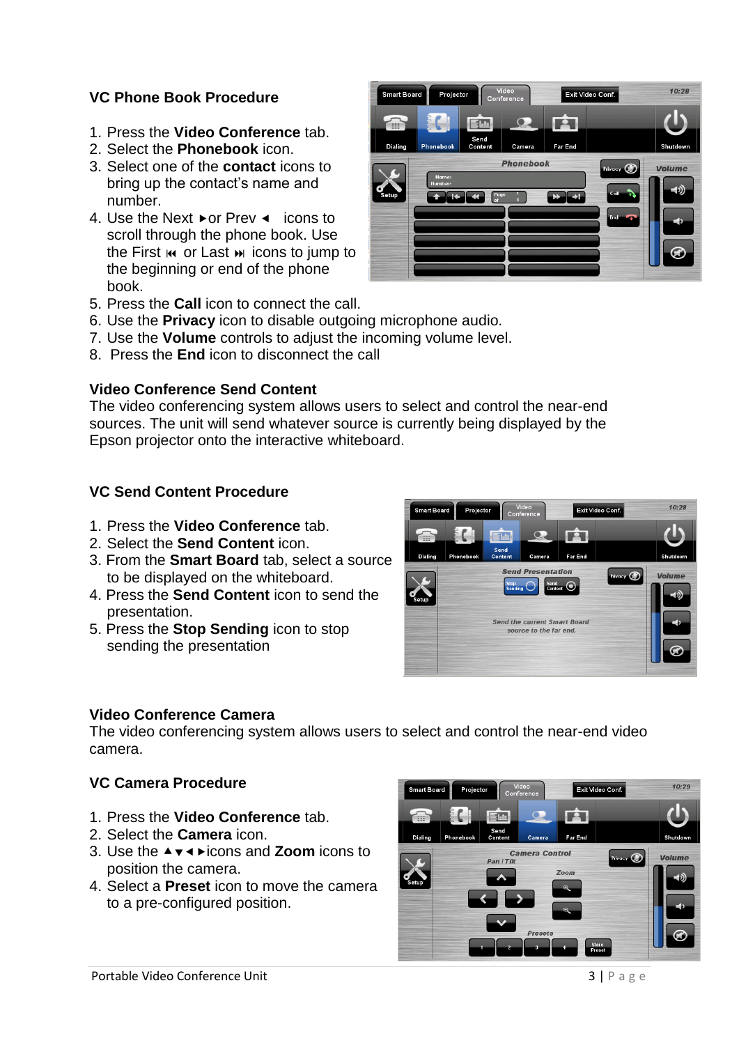## VC Phone Book Procedure

1. Press the **Video Conference** tab.
2. Select the **Phonebook** icon.
3. Select one of the **contact** icons to bring up the contact's name and number.
4. Use the Next ► or Prev ◄ icons to scroll through the phone book. Use the First ⏮ or Last ⏭ icons to jump to the beginning or end of the phone book.
5. Press the **Call** icon to connect the call.
6. Use the **Privacy** icon to disable outgoing microphone audio.
7. Use the **Volume** controls to adjust the incoming volume level.
8. Press the **End** icon to disconnect the call

## Video Conference Send Content

The video conferencing system allows users to select and control the near-end sources. The unit will send whatever source is currently being displayed by the Epson projector onto the interactive whiteboard.

## VC Send Content Procedure

1. Press the **Video Conference** tab.
2. Select the **Send Content** icon.
3. From the **Smart Board** tab, select a source to be displayed on the whiteboard.
4. Press the **Send Content** icon to send the presentation.
5. Press the **Stop Sending** icon to stop sending the presentation

## Video Conference Camera

The video conferencing system allows users to select and control the near-end video camera.

## VC Camera Procedure

1. Press the **Video Conference** tab.
2. Select the **Camera** icon.
3. Use the ▲▼◄►icons and **Zoom** icons to position the camera.
4. Select a **Preset** icon to move the camera to a pre-configured position.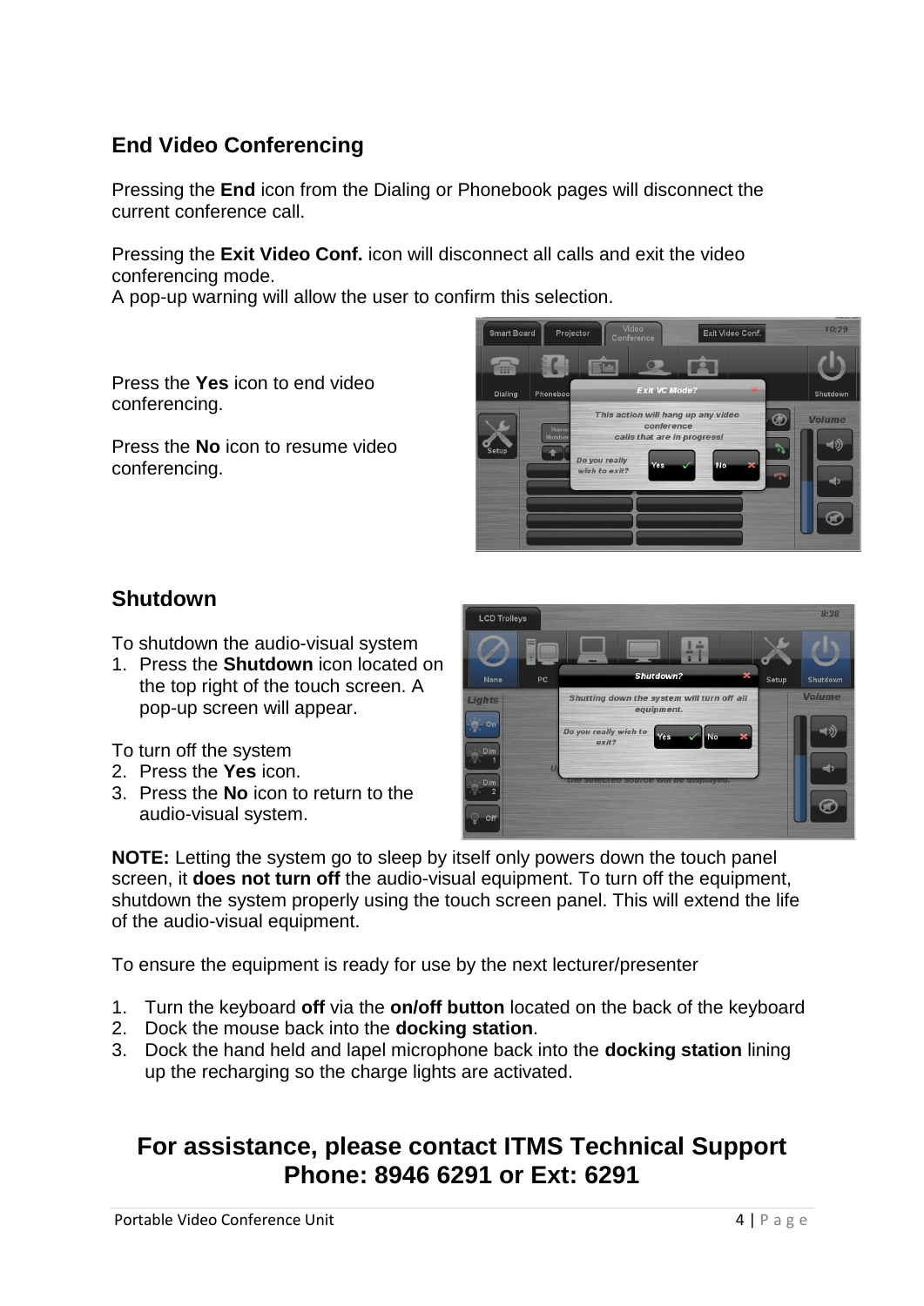## End Video Conferencing

Pressing the **End** icon from the Dialing or Phonebook pages will disconnect the current conference call.

Pressing the **Exit Video Conf.** icon will disconnect all calls and exit the video conferencing mode.
A pop-up warning will allow the user to confirm this selection.

Press the **Yes** icon to end video conferencing.

Press the **No** icon to resume video conferencing.

## Shutdown

To shutdown the audio-visual system

1. Press the **Shutdown** icon located on the top right of the touch screen. A pop-up screen will appear.

To turn off the system

2. Press the **Yes** icon.
3. Press the **No** icon to return to the audio-visual system.

**NOTE:** Letting the system go to sleep by itself only powers down the touch panel screen, it **does not turn off** the audio-visual equipment. To turn off the equipment, shutdown the system properly using the touch screen panel. This will extend the life of the audio-visual equipment.

To ensure the equipment is ready for use by the next lecturer/presenter

1. Turn the keyboard **off** via the **on/off button** located on the back of the keyboard
2. Dock the mouse back into the **docking station**.
3. Dock the hand held and lapel microphone back into the **docking station** lining up the recharging so the charge lights are activated.

**For assistance, please contact ITMS Technical Support**
**Phone: 8946 6291 or Ext: 6291**